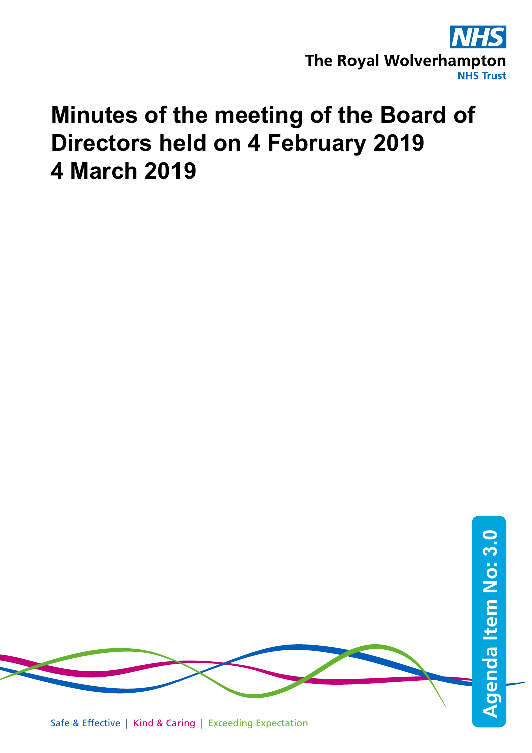The Royal Wolverhampton NHS Trust

# Minutes of the meeting of the Board of Directors held on 4 February 2019
# 4 March 2019

Agenda Item No: 3.0

Safe & Effective | Kind & Caring | Exceeding Expectation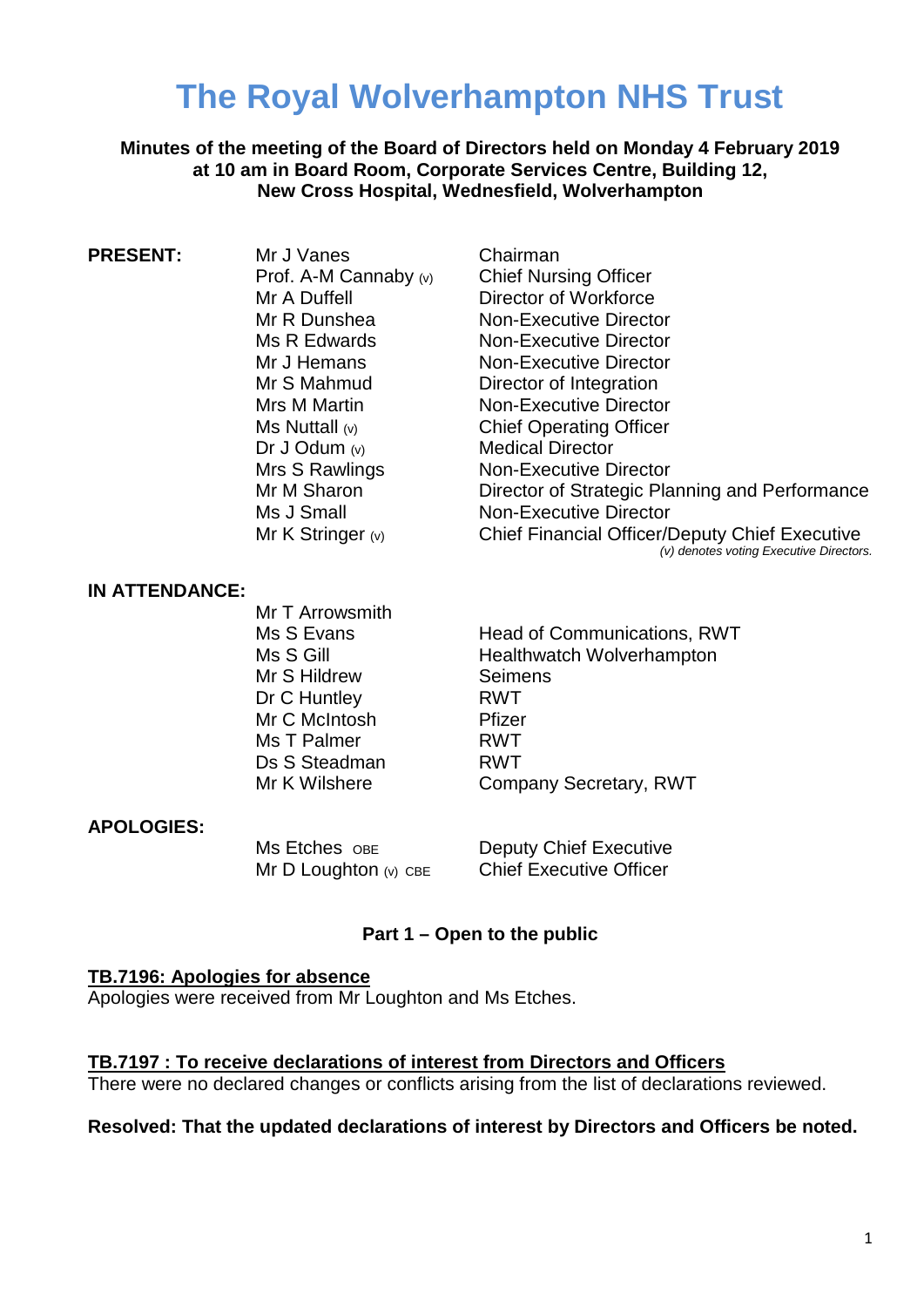# The Royal Wolverhampton NHS Trust

**Minutes of the meeting of the Board of Directors held on Monday 4 February 2019 at 10 am in Board Room, Corporate Services Centre, Building 12, New Cross Hospital, Wednesfield, Wolverhampton**

**PRESENT:**

| | |
|---|---|
| Mr J Vanes | Chairman |
| Prof. A-M Cannaby (v) | Chief Nursing Officer |
| Mr A Duffell | Director of Workforce |
| Mr R Dunshea | Non-Executive Director |
| Ms R Edwards | Non-Executive Director |
| Mr J Hemans | Non-Executive Director |
| Mr S Mahmud | Director of Integration |
| Mrs M Martin | Non-Executive Director |
| Ms Nuttall (v) | Chief Operating Officer |
| Dr J Odum (v) | Medical Director |
| Mrs S Rawlings | Non-Executive Director |
| Mr M Sharon | Director of Strategic Planning and Performance |
| Ms J Small | Non-Executive Director |
| Mr K Stringer (v) | Chief Financial Officer/Deputy Chief Executive |

*(v) denotes voting Executive Directors.*

**IN ATTENDANCE:**

| | |
|---|---|
| Mr T Arrowsmith | |
| Ms S Evans | Head of Communications, RWT |
| Ms S Gill | Healthwatch Wolverhampton |
| Mr S Hildrew | Seimens |
| Dr C Huntley | RWT |
| Mr C McIntosh | Pfizer |
| Ms T Palmer | RWT |
| Ds S Steadman | RWT |
| Mr K Wilshere | Company Secretary, RWT |

**APOLOGIES:**

| | |
|---|---|
| Ms Etches OBE | Deputy Chief Executive |
| Mr D Loughton (v) CBE | Chief Executive Officer |

**Part 1 – Open to the public**

**TB.7196: Apologies for absence**

Apologies were received from Mr Loughton and Ms Etches.

**TB.7197 : To receive declarations of interest from Directors and Officers**

There were no declared changes or conflicts arising from the list of declarations reviewed.

**Resolved: That the updated declarations of interest by Directors and Officers be noted.**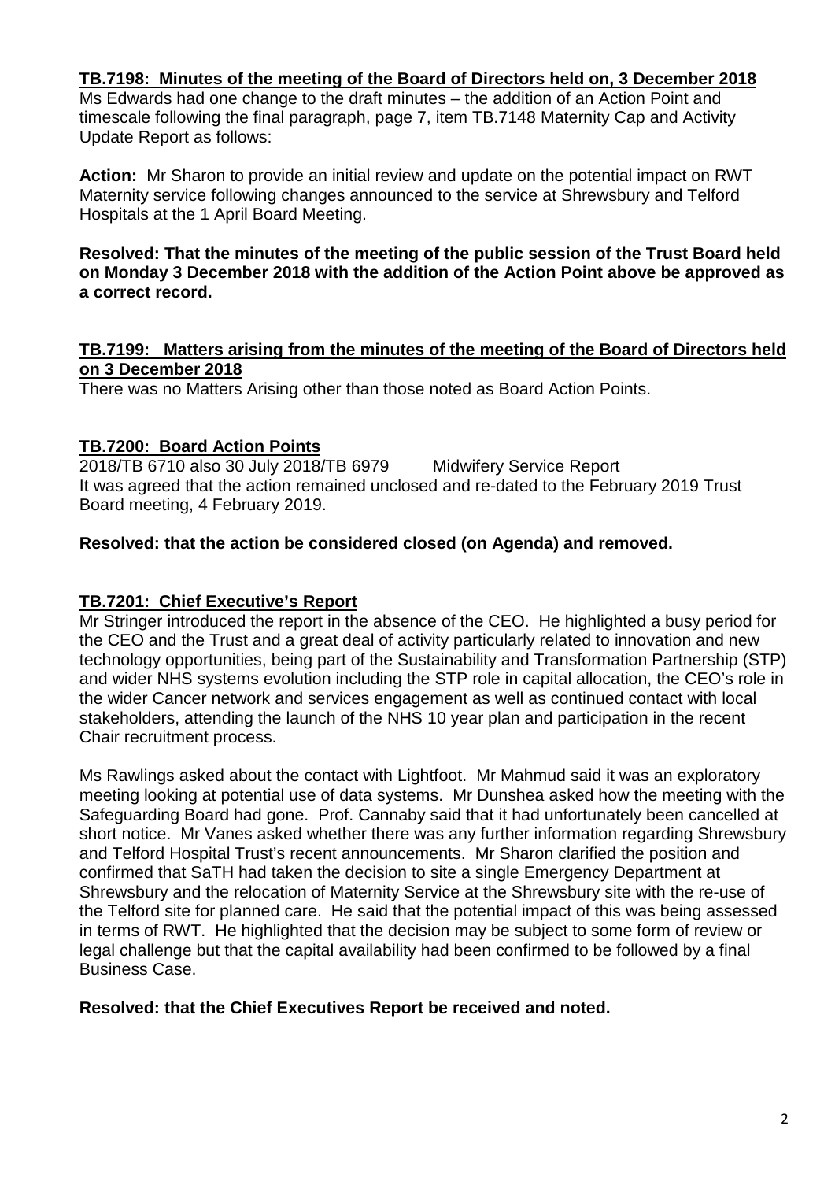**TB.7198: Minutes of the meeting of the Board of Directors held on, 3 December 2018**

Ms Edwards had one change to the draft minutes – the addition of an Action Point and timescale following the final paragraph, page 7, item TB.7148 Maternity Cap and Activity Update Report as follows:

**Action:** Mr Sharon to provide an initial review and update on the potential impact on RWT Maternity service following changes announced to the service at Shrewsbury and Telford Hospitals at the 1 April Board Meeting.

**Resolved: That the minutes of the meeting of the public session of the Trust Board held on Monday 3 December 2018 with the addition of the Action Point above be approved as a correct record.**

**TB.7199: Matters arising from the minutes of the meeting of the Board of Directors held on 3 December 2018**

There was no Matters Arising other than those noted as Board Action Points.

**TB.7200: Board Action Points**

2018/TB 6710 also 30 July 2018/TB 6979 Midwifery Service Report

It was agreed that the action remained unclosed and re-dated to the February 2019 Trust Board meeting, 4 February 2019.

**Resolved: that the action be considered closed (on Agenda) and removed.**

**TB.7201: Chief Executive's Report**

Mr Stringer introduced the report in the absence of the CEO. He highlighted a busy period for the CEO and the Trust and a great deal of activity particularly related to innovation and new technology opportunities, being part of the Sustainability and Transformation Partnership (STP) and wider NHS systems evolution including the STP role in capital allocation, the CEO's role in the wider Cancer network and services engagement as well as continued contact with local stakeholders, attending the launch of the NHS 10 year plan and participation in the recent Chair recruitment process.

Ms Rawlings asked about the contact with Lightfoot. Mr Mahmud said it was an exploratory meeting looking at potential use of data systems. Mr Dunshea asked how the meeting with the Safeguarding Board had gone. Prof. Cannaby said that it had unfortunately been cancelled at short notice. Mr Vanes asked whether there was any further information regarding Shrewsbury and Telford Hospital Trust's recent announcements. Mr Sharon clarified the position and confirmed that SaTH had taken the decision to site a single Emergency Department at Shrewsbury and the relocation of Maternity Service at the Shrewsbury site with the re-use of the Telford site for planned care. He said that the potential impact of this was being assessed in terms of RWT. He highlighted that the decision may be subject to some form of review or legal challenge but that the capital availability had been confirmed to be followed by a final Business Case.

**Resolved: that the Chief Executives Report be received and noted.**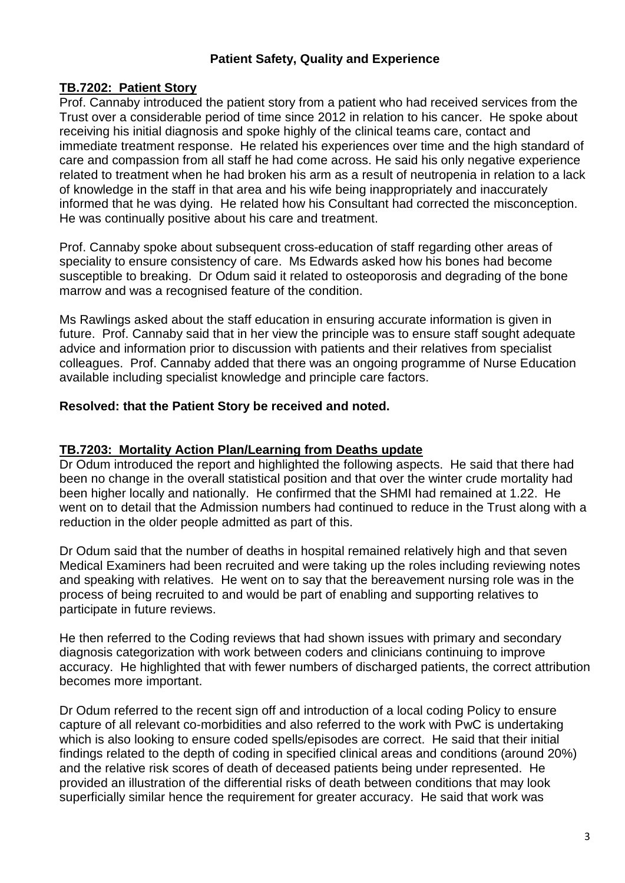## Patient Safety, Quality and Experience

### TB.7202: Patient Story

Prof. Cannaby introduced the patient story from a patient who had received services from the Trust over a considerable period of time since 2012 in relation to his cancer. He spoke about receiving his initial diagnosis and spoke highly of the clinical teams care, contact and immediate treatment response. He related his experiences over time and the high standard of care and compassion from all staff he had come across. He said his only negative experience related to treatment when he had broken his arm as a result of neutropenia in relation to a lack of knowledge in the staff in that area and his wife being inappropriately and inaccurately informed that he was dying. He related how his Consultant had corrected the misconception. He was continually positive about his care and treatment.

Prof. Cannaby spoke about subsequent cross-education of staff regarding other areas of speciality to ensure consistency of care. Ms Edwards asked how his bones had become susceptible to breaking. Dr Odum said it related to osteoporosis and degrading of the bone marrow and was a recognised feature of the condition.

Ms Rawlings asked about the staff education in ensuring accurate information is given in future. Prof. Cannaby said that in her view the principle was to ensure staff sought adequate advice and information prior to discussion with patients and their relatives from specialist colleagues. Prof. Cannaby added that there was an ongoing programme of Nurse Education available including specialist knowledge and principle care factors.

**Resolved: that the Patient Story be received and noted.**

### TB.7203: Mortality Action Plan/Learning from Deaths update

Dr Odum introduced the report and highlighted the following aspects. He said that there had been no change in the overall statistical position and that over the winter crude mortality had been higher locally and nationally. He confirmed that the SHMI had remained at 1.22. He went on to detail that the Admission numbers had continued to reduce in the Trust along with a reduction in the older people admitted as part of this.

Dr Odum said that the number of deaths in hospital remained relatively high and that seven Medical Examiners had been recruited and were taking up the roles including reviewing notes and speaking with relatives. He went on to say that the bereavement nursing role was in the process of being recruited to and would be part of enabling and supporting relatives to participate in future reviews.

He then referred to the Coding reviews that had shown issues with primary and secondary diagnosis categorization with work between coders and clinicians continuing to improve accuracy. He highlighted that with fewer numbers of discharged patients, the correct attribution becomes more important.

Dr Odum referred to the recent sign off and introduction of a local coding Policy to ensure capture of all relevant co-morbidities and also referred to the work with PwC is undertaking which is also looking to ensure coded spells/episodes are correct. He said that their initial findings related to the depth of coding in specified clinical areas and conditions (around 20%) and the relative risk scores of death of deceased patients being under represented. He provided an illustration of the differential risks of death between conditions that may look superficially similar hence the requirement for greater accuracy. He said that work was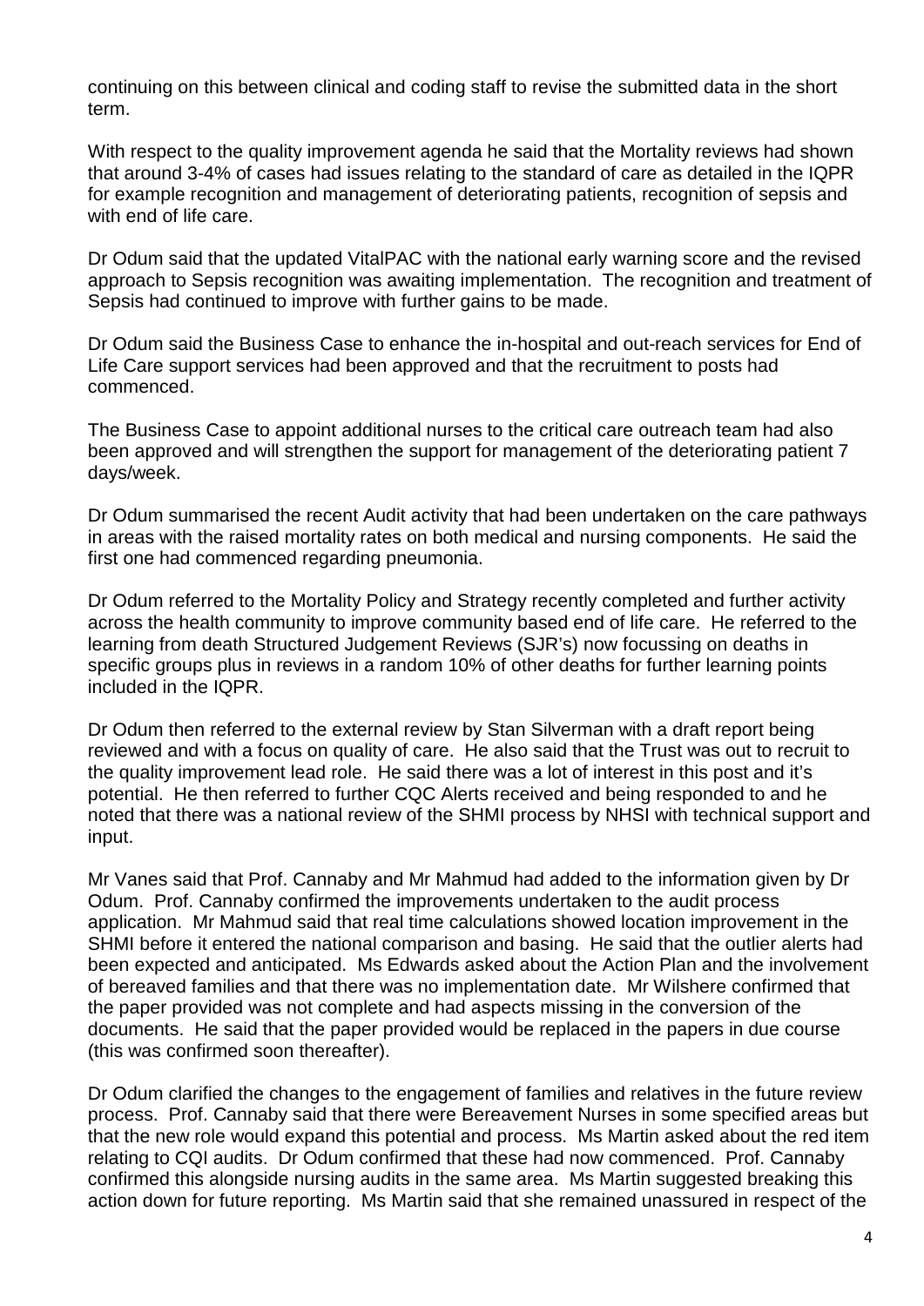continuing on this between clinical and coding staff to revise the submitted data in the short term.

With respect to the quality improvement agenda he said that the Mortality reviews had shown that around 3-4% of cases had issues relating to the standard of care as detailed in the IQPR for example recognition and management of deteriorating patients, recognition of sepsis and with end of life care.

Dr Odum said that the updated VitalPAC with the national early warning score and the revised approach to Sepsis recognition was awaiting implementation. The recognition and treatment of Sepsis had continued to improve with further gains to be made.

Dr Odum said the Business Case to enhance the in-hospital and out-reach services for End of Life Care support services had been approved and that the recruitment to posts had commenced.

The Business Case to appoint additional nurses to the critical care outreach team had also been approved and will strengthen the support for management of the deteriorating patient 7 days/week.

Dr Odum summarised the recent Audit activity that had been undertaken on the care pathways in areas with the raised mortality rates on both medical and nursing components. He said the first one had commenced regarding pneumonia.

Dr Odum referred to the Mortality Policy and Strategy recently completed and further activity across the health community to improve community based end of life care. He referred to the learning from death Structured Judgement Reviews (SJR's) now focussing on deaths in specific groups plus in reviews in a random 10% of other deaths for further learning points included in the IQPR.

Dr Odum then referred to the external review by Stan Silverman with a draft report being reviewed and with a focus on quality of care. He also said that the Trust was out to recruit to the quality improvement lead role. He said there was a lot of interest in this post and it's potential. He then referred to further CQC Alerts received and being responded to and he noted that there was a national review of the SHMI process by NHSI with technical support and input.

Mr Vanes said that Prof. Cannaby and Mr Mahmud had added to the information given by Dr Odum. Prof. Cannaby confirmed the improvements undertaken to the audit process application. Mr Mahmud said that real time calculations showed location improvement in the SHMI before it entered the national comparison and basing. He said that the outlier alerts had been expected and anticipated. Ms Edwards asked about the Action Plan and the involvement of bereaved families and that there was no implementation date. Mr Wilshere confirmed that the paper provided was not complete and had aspects missing in the conversion of the documents. He said that the paper provided would be replaced in the papers in due course (this was confirmed soon thereafter).

Dr Odum clarified the changes to the engagement of families and relatives in the future review process. Prof. Cannaby said that there were Bereavement Nurses in some specified areas but that the new role would expand this potential and process. Ms Martin asked about the red item relating to CQI audits. Dr Odum confirmed that these had now commenced. Prof. Cannaby confirmed this alongside nursing audits in the same area. Ms Martin suggested breaking this action down for future reporting. Ms Martin said that she remained unassured in respect of the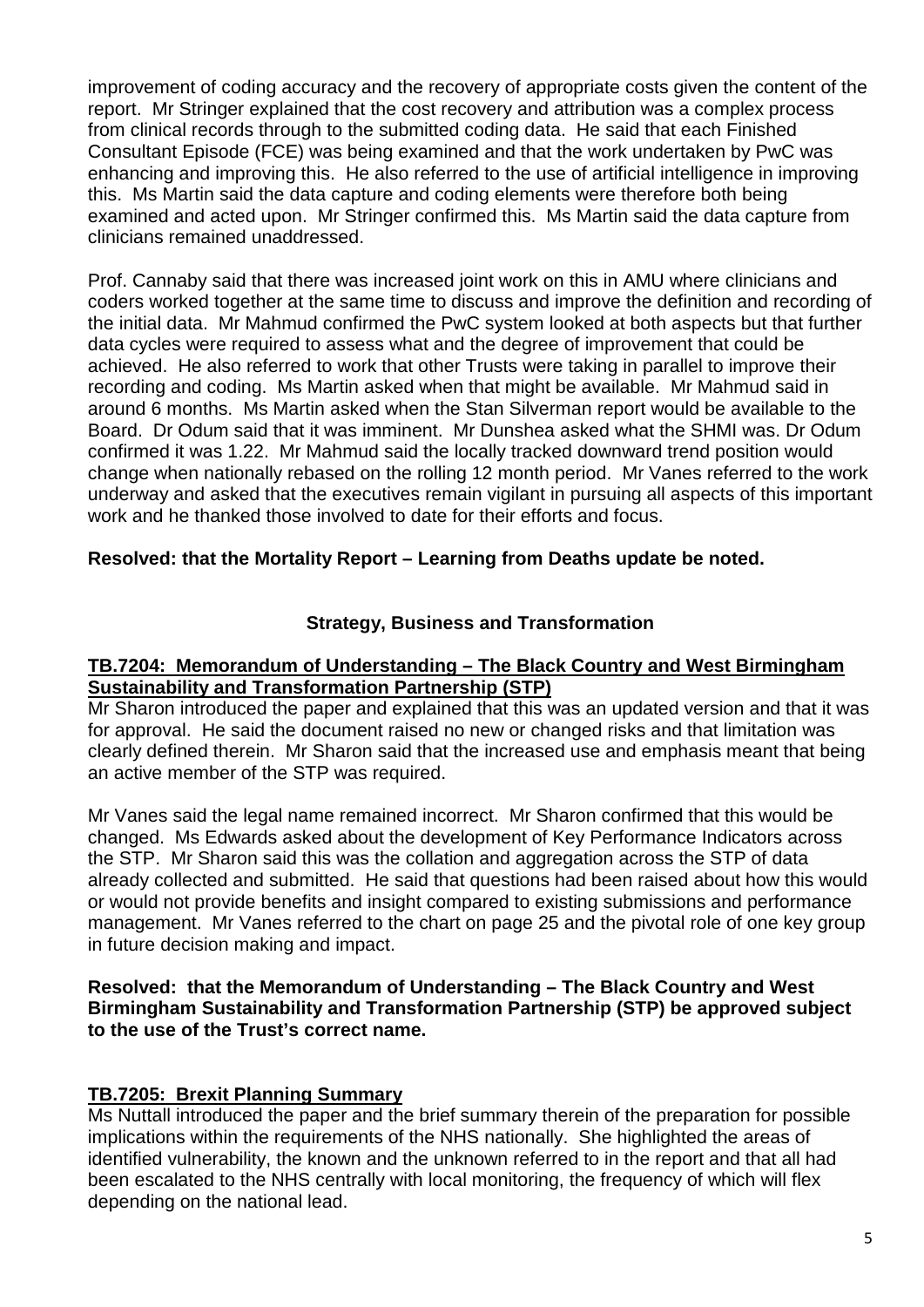improvement of coding accuracy and the recovery of appropriate costs given the content of the report. Mr Stringer explained that the cost recovery and attribution was a complex process from clinical records through to the submitted coding data. He said that each Finished Consultant Episode (FCE) was being examined and that the work undertaken by PwC was enhancing and improving this. He also referred to the use of artificial intelligence in improving this. Ms Martin said the data capture and coding elements were therefore both being examined and acted upon. Mr Stringer confirmed this. Ms Martin said the data capture from clinicians remained unaddressed.

Prof. Cannaby said that there was increased joint work on this in AMU where clinicians and coders worked together at the same time to discuss and improve the definition and recording of the initial data. Mr Mahmud confirmed the PwC system looked at both aspects but that further data cycles were required to assess what and the degree of improvement that could be achieved. He also referred to work that other Trusts were taking in parallel to improve their recording and coding. Ms Martin asked when that might be available. Mr Mahmud said in around 6 months. Ms Martin asked when the Stan Silverman report would be available to the Board. Dr Odum said that it was imminent. Mr Dunshea asked what the SHMI was. Dr Odum confirmed it was 1.22. Mr Mahmud said the locally tracked downward trend position would change when nationally rebased on the rolling 12 month period. Mr Vanes referred to the work underway and asked that the executives remain vigilant in pursuing all aspects of this important work and he thanked those involved to date for their efforts and focus.

**Resolved: that the Mortality Report – Learning from Deaths update be noted.**

## Strategy, Business and Transformation

### TB.7204: Memorandum of Understanding – The Black Country and West Birmingham Sustainability and Transformation Partnership (STP)

Mr Sharon introduced the paper and explained that this was an updated version and that it was for approval. He said the document raised no new or changed risks and that limitation was clearly defined therein. Mr Sharon said that the increased use and emphasis meant that being an active member of the STP was required.

Mr Vanes said the legal name remained incorrect. Mr Sharon confirmed that this would be changed. Ms Edwards asked about the development of Key Performance Indicators across the STP. Mr Sharon said this was the collation and aggregation across the STP of data already collected and submitted. He said that questions had been raised about how this would or would not provide benefits and insight compared to existing submissions and performance management. Mr Vanes referred to the chart on page 25 and the pivotal role of one key group in future decision making and impact.

**Resolved: that the Memorandum of Understanding – The Black Country and West Birmingham Sustainability and Transformation Partnership (STP) be approved subject to the use of the Trust's correct name.**

### TB.7205: Brexit Planning Summary

Ms Nuttall introduced the paper and the brief summary therein of the preparation for possible implications within the requirements of the NHS nationally. She highlighted the areas of identified vulnerability, the known and the unknown referred to in the report and that all had been escalated to the NHS centrally with local monitoring, the frequency of which will flex depending on the national lead.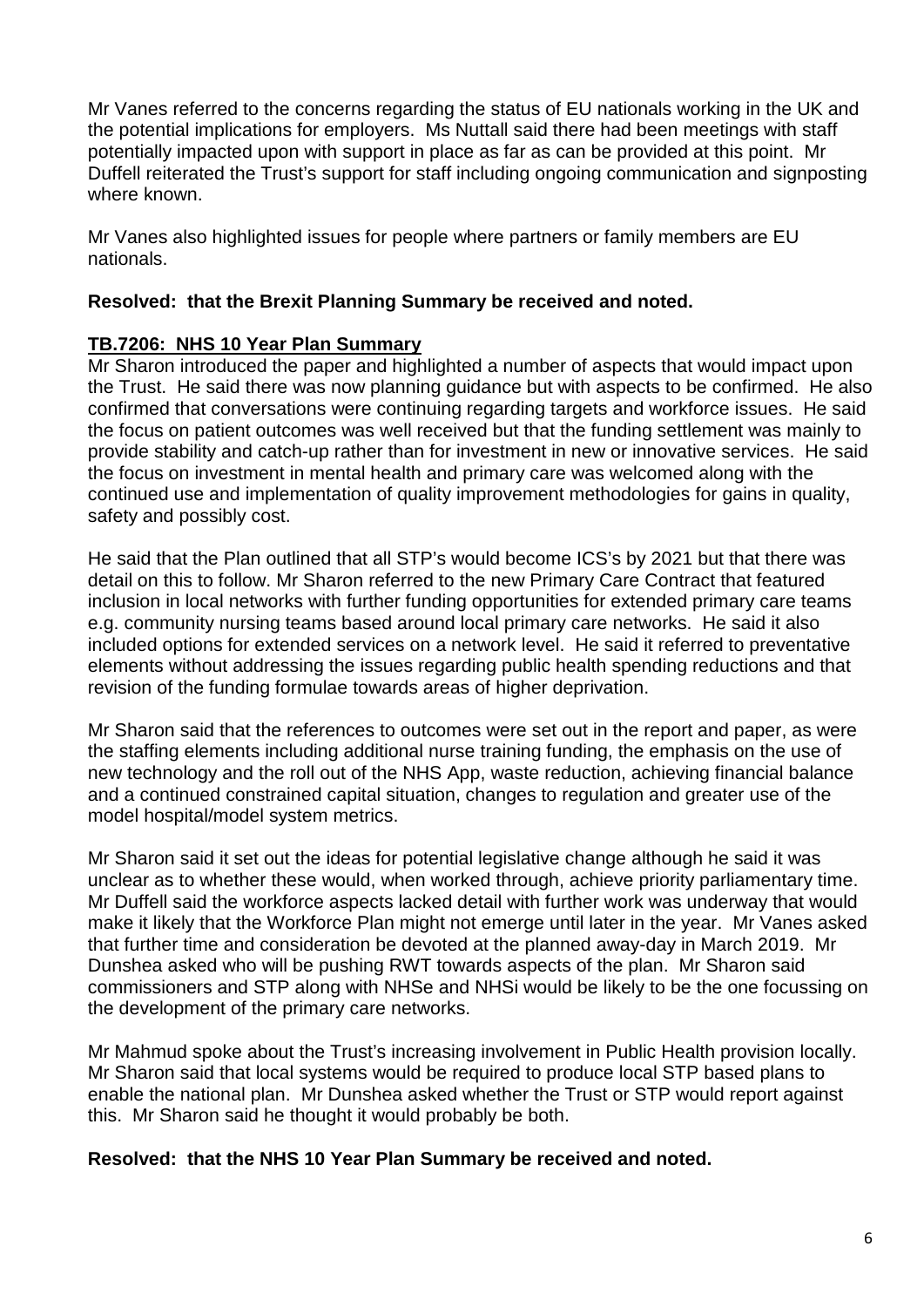Mr Vanes referred to the concerns regarding the status of EU nationals working in the UK and the potential implications for employers. Ms Nuttall said there had been meetings with staff potentially impacted upon with support in place as far as can be provided at this point. Mr Duffell reiterated the Trust's support for staff including ongoing communication and signposting where known.

Mr Vanes also highlighted issues for people where partners or family members are EU nationals.

**Resolved: that the Brexit Planning Summary be received and noted.**

**TB.7206: NHS 10 Year Plan Summary**

Mr Sharon introduced the paper and highlighted a number of aspects that would impact upon the Trust. He said there was now planning guidance but with aspects to be confirmed. He also confirmed that conversations were continuing regarding targets and workforce issues. He said the focus on patient outcomes was well received but that the funding settlement was mainly to provide stability and catch-up rather than for investment in new or innovative services. He said the focus on investment in mental health and primary care was welcomed along with the continued use and implementation of quality improvement methodologies for gains in quality, safety and possibly cost.

He said that the Plan outlined that all STP's would become ICS's by 2021 but that there was detail on this to follow. Mr Sharon referred to the new Primary Care Contract that featured inclusion in local networks with further funding opportunities for extended primary care teams e.g. community nursing teams based around local primary care networks. He said it also included options for extended services on a network level. He said it referred to preventative elements without addressing the issues regarding public health spending reductions and that revision of the funding formulae towards areas of higher deprivation.

Mr Sharon said that the references to outcomes were set out in the report and paper, as were the staffing elements including additional nurse training funding, the emphasis on the use of new technology and the roll out of the NHS App, waste reduction, achieving financial balance and a continued constrained capital situation, changes to regulation and greater use of the model hospital/model system metrics.

Mr Sharon said it set out the ideas for potential legislative change although he said it was unclear as to whether these would, when worked through, achieve priority parliamentary time. Mr Duffell said the workforce aspects lacked detail with further work was underway that would make it likely that the Workforce Plan might not emerge until later in the year. Mr Vanes asked that further time and consideration be devoted at the planned away-day in March 2019. Mr Dunshea asked who will be pushing RWT towards aspects of the plan. Mr Sharon said commissioners and STP along with NHSe and NHSi would be likely to be the one focussing on the development of the primary care networks.

Mr Mahmud spoke about the Trust's increasing involvement in Public Health provision locally. Mr Sharon said that local systems would be required to produce local STP based plans to enable the national plan. Mr Dunshea asked whether the Trust or STP would report against this. Mr Sharon said he thought it would probably be both.

**Resolved: that the NHS 10 Year Plan Summary be received and noted.**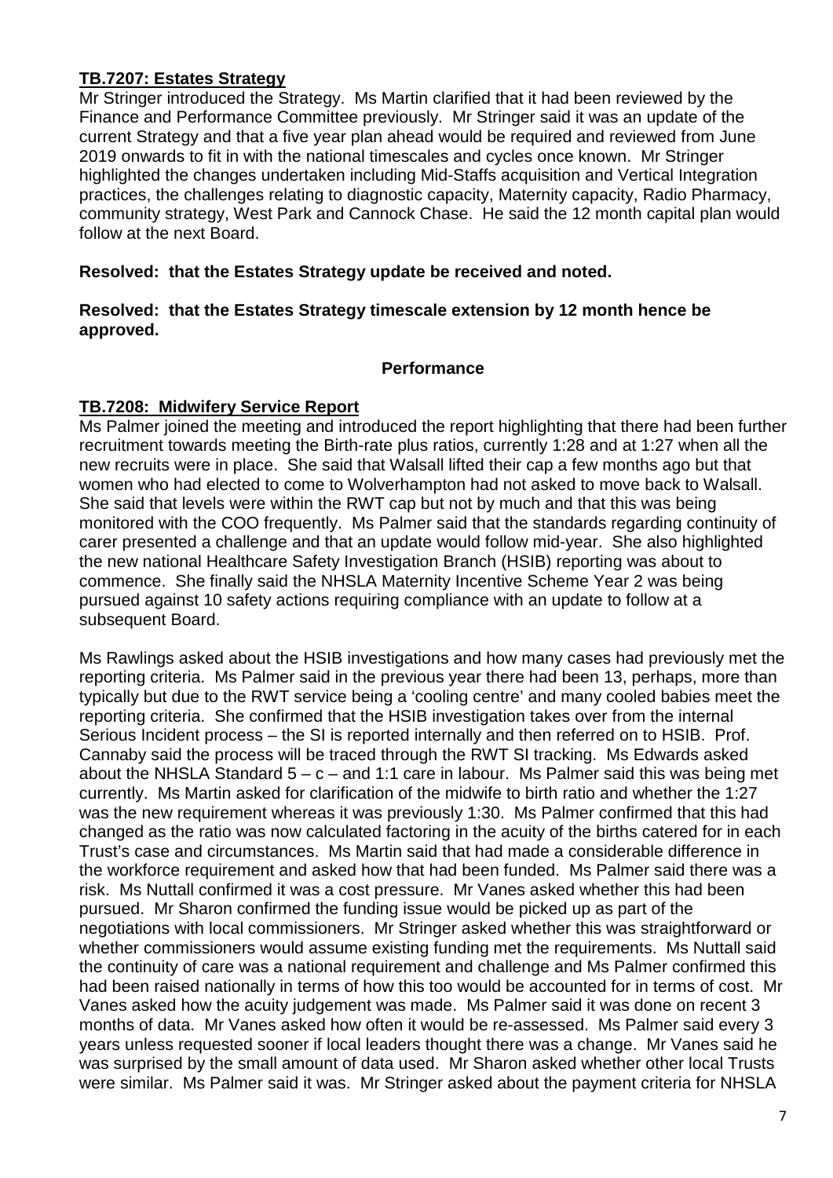## **TB.7207: Estates Strategy**

Mr Stringer introduced the Strategy. Ms Martin clarified that it had been reviewed by the Finance and Performance Committee previously. Mr Stringer said it was an update of the current Strategy and that a five year plan ahead would be required and reviewed from June 2019 onwards to fit in with the national timescales and cycles once known. Mr Stringer highlighted the changes undertaken including Mid-Staffs acquisition and Vertical Integration practices, the challenges relating to diagnostic capacity, Maternity capacity, Radio Pharmacy, community strategy, West Park and Cannock Chase. He said the 12 month capital plan would follow at the next Board.

**Resolved: that the Estates Strategy update be received and noted.**

**Resolved: that the Estates Strategy timescale extension by 12 month hence be approved.**

**Performance**

## **TB.7208: Midwifery Service Report**

Ms Palmer joined the meeting and introduced the report highlighting that there had been further recruitment towards meeting the Birth-rate plus ratios, currently 1:28 and at 1:27 when all the new recruits were in place. She said that Walsall lifted their cap a few months ago but that women who had elected to come to Wolverhampton had not asked to move back to Walsall. She said that levels were within the RWT cap but not by much and that this was being monitored with the COO frequently. Ms Palmer said that the standards regarding continuity of carer presented a challenge and that an update would follow mid-year. She also highlighted the new national Healthcare Safety Investigation Branch (HSIB) reporting was about to commence. She finally said the NHSLA Maternity Incentive Scheme Year 2 was being pursued against 10 safety actions requiring compliance with an update to follow at a subsequent Board.

Ms Rawlings asked about the HSIB investigations and how many cases had previously met the reporting criteria. Ms Palmer said in the previous year there had been 13, perhaps, more than typically but due to the RWT service being a 'cooling centre' and many cooled babies meet the reporting criteria. She confirmed that the HSIB investigation takes over from the internal Serious Incident process – the SI is reported internally and then referred on to HSIB. Prof. Cannaby said the process will be traced through the RWT SI tracking. Ms Edwards asked about the NHSLA Standard 5 – c – and 1:1 care in labour. Ms Palmer said this was being met currently. Ms Martin asked for clarification of the midwife to birth ratio and whether the 1:27 was the new requirement whereas it was previously 1:30. Ms Palmer confirmed that this had changed as the ratio was now calculated factoring in the acuity of the births catered for in each Trust's case and circumstances. Ms Martin said that had made a considerable difference in the workforce requirement and asked how that had been funded. Ms Palmer said there was a risk. Ms Nuttall confirmed it was a cost pressure. Mr Vanes asked whether this had been pursued. Mr Sharon confirmed the funding issue would be picked up as part of the negotiations with local commissioners. Mr Stringer asked whether this was straightforward or whether commissioners would assume existing funding met the requirements. Ms Nuttall said the continuity of care was a national requirement and challenge and Ms Palmer confirmed this had been raised nationally in terms of how this too would be accounted for in terms of cost. Mr Vanes asked how the acuity judgement was made. Ms Palmer said it was done on recent 3 months of data. Mr Vanes asked how often it would be re-assessed. Ms Palmer said every 3 years unless requested sooner if local leaders thought there was a change. Mr Vanes said he was surprised by the small amount of data used. Mr Sharon asked whether other local Trusts were similar. Ms Palmer said it was. Mr Stringer asked about the payment criteria for NHSLA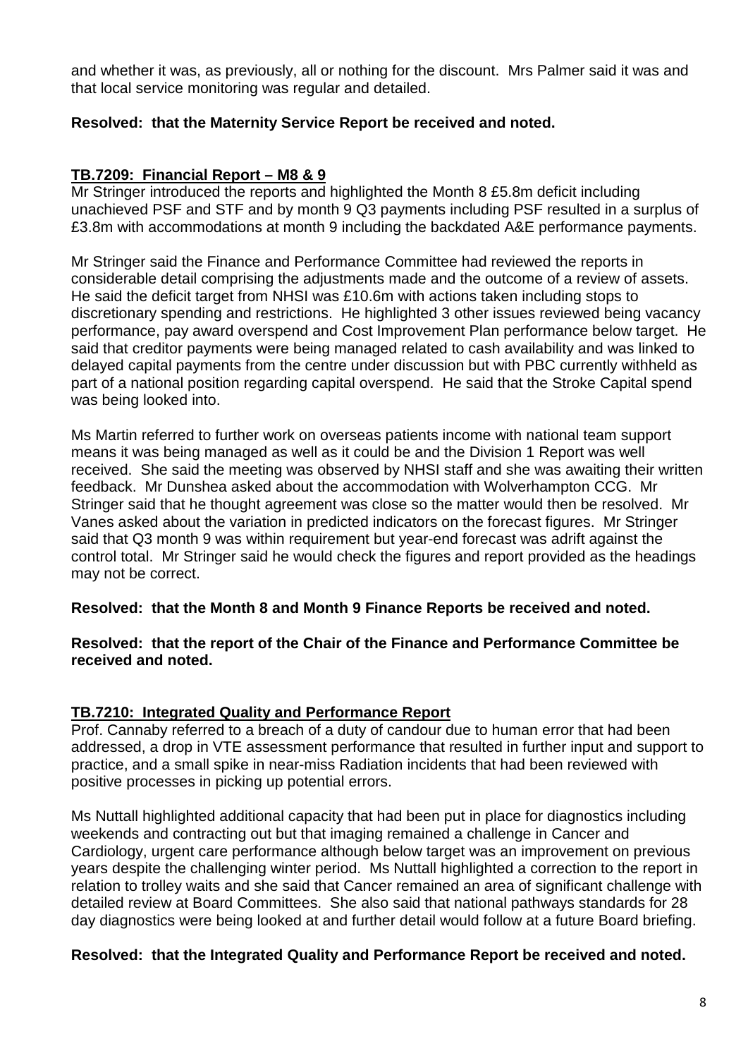and whether it was, as previously, all or nothing for the discount. Mrs Palmer said it was and that local service monitoring was regular and detailed.

**Resolved: that the Maternity Service Report be received and noted.**

## TB.7209: Financial Report – M8 & 9

Mr Stringer introduced the reports and highlighted the Month 8 £5.8m deficit including unachieved PSF and STF and by month 9 Q3 payments including PSF resulted in a surplus of £3.8m with accommodations at month 9 including the backdated A&E performance payments.

Mr Stringer said the Finance and Performance Committee had reviewed the reports in considerable detail comprising the adjustments made and the outcome of a review of assets. He said the deficit target from NHSI was £10.6m with actions taken including stops to discretionary spending and restrictions. He highlighted 3 other issues reviewed being vacancy performance, pay award overspend and Cost Improvement Plan performance below target. He said that creditor payments were being managed related to cash availability and was linked to delayed capital payments from the centre under discussion but with PBC currently withheld as part of a national position regarding capital overspend. He said that the Stroke Capital spend was being looked into.

Ms Martin referred to further work on overseas patients income with national team support means it was being managed as well as it could be and the Division 1 Report was well received. She said the meeting was observed by NHSI staff and she was awaiting their written feedback. Mr Dunshea asked about the accommodation with Wolverhampton CCG. Mr Stringer said that he thought agreement was close so the matter would then be resolved. Mr Vanes asked about the variation in predicted indicators on the forecast figures. Mr Stringer said that Q3 month 9 was within requirement but year-end forecast was adrift against the control total. Mr Stringer said he would check the figures and report provided as the headings may not be correct.

**Resolved: that the Month 8 and Month 9 Finance Reports be received and noted.**

**Resolved: that the report of the Chair of the Finance and Performance Committee be received and noted.**

## TB.7210: Integrated Quality and Performance Report

Prof. Cannaby referred to a breach of a duty of candour due to human error that had been addressed, a drop in VTE assessment performance that resulted in further input and support to practice, and a small spike in near-miss Radiation incidents that had been reviewed with positive processes in picking up potential errors.

Ms Nuttall highlighted additional capacity that had been put in place for diagnostics including weekends and contracting out but that imaging remained a challenge in Cancer and Cardiology, urgent care performance although below target was an improvement on previous years despite the challenging winter period. Ms Nuttall highlighted a correction to the report in relation to trolley waits and she said that Cancer remained an area of significant challenge with detailed review at Board Committees. She also said that national pathways standards for 28 day diagnostics were being looked at and further detail would follow at a future Board briefing.

**Resolved: that the Integrated Quality and Performance Report be received and noted.**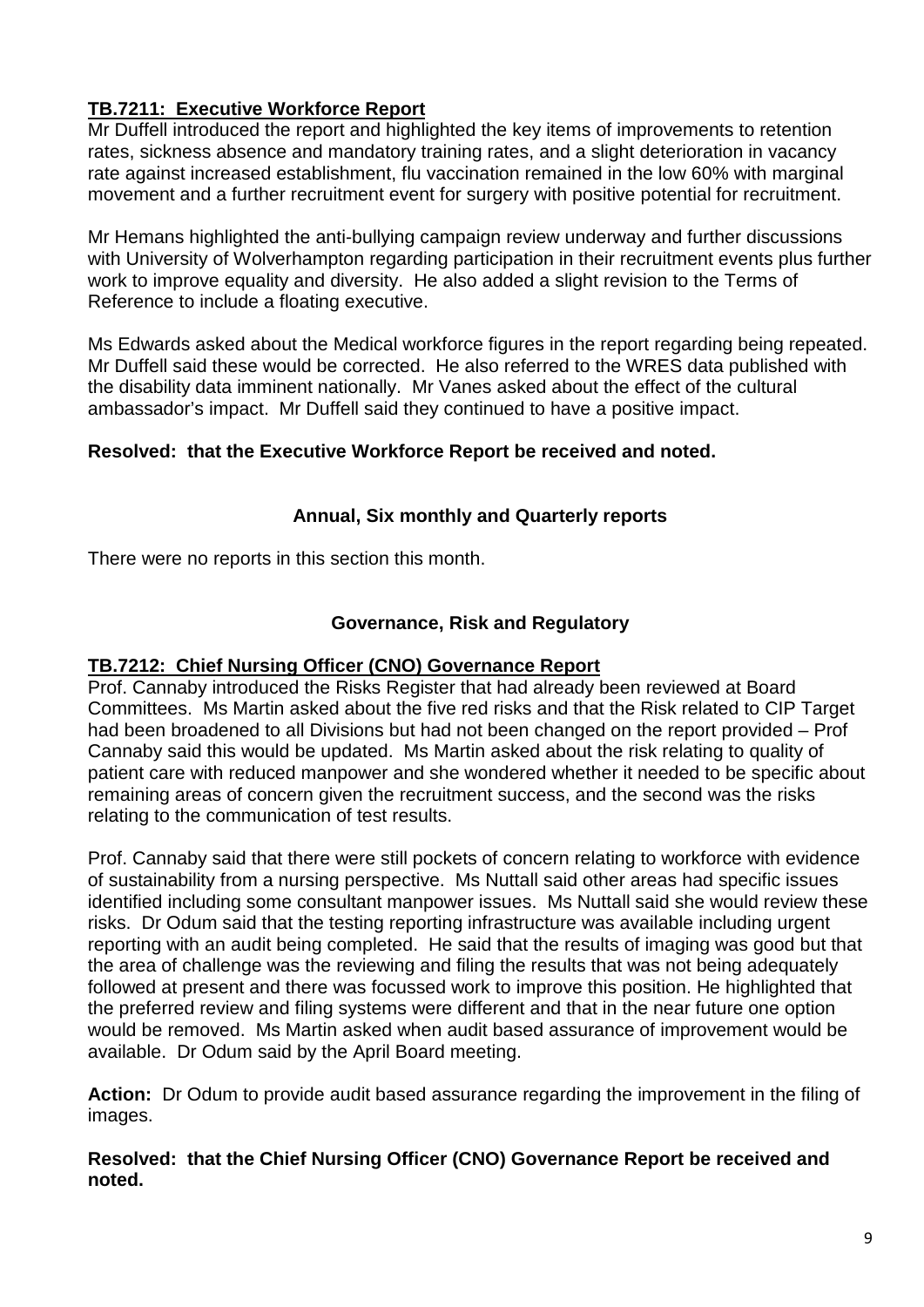**TB.7211: Executive Workforce Report**

Mr Duffell introduced the report and highlighted the key items of improvements to retention rates, sickness absence and mandatory training rates, and a slight deterioration in vacancy rate against increased establishment, flu vaccination remained in the low 60% with marginal movement and a further recruitment event for surgery with positive potential for recruitment.

Mr Hemans highlighted the anti-bullying campaign review underway and further discussions with University of Wolverhampton regarding participation in their recruitment events plus further work to improve equality and diversity. He also added a slight revision to the Terms of Reference to include a floating executive.

Ms Edwards asked about the Medical workforce figures in the report regarding being repeated. Mr Duffell said these would be corrected. He also referred to the WRES data published with the disability data imminent nationally. Mr Vanes asked about the effect of the cultural ambassador's impact. Mr Duffell said they continued to have a positive impact.

**Resolved: that the Executive Workforce Report be received and noted.**

**Annual, Six monthly and Quarterly reports**

There were no reports in this section this month.

**Governance, Risk and Regulatory**

**TB.7212: Chief Nursing Officer (CNO) Governance Report**

Prof. Cannaby introduced the Risks Register that had already been reviewed at Board Committees. Ms Martin asked about the five red risks and that the Risk related to CIP Target had been broadened to all Divisions but had not been changed on the report provided – Prof Cannaby said this would be updated. Ms Martin asked about the risk relating to quality of patient care with reduced manpower and she wondered whether it needed to be specific about remaining areas of concern given the recruitment success, and the second was the risks relating to the communication of test results.

Prof. Cannaby said that there were still pockets of concern relating to workforce with evidence of sustainability from a nursing perspective. Ms Nuttall said other areas had specific issues identified including some consultant manpower issues. Ms Nuttall said she would review these risks. Dr Odum said that the testing reporting infrastructure was available including urgent reporting with an audit being completed. He said that the results of imaging was good but that the area of challenge was the reviewing and filing the results that was not being adequately followed at present and there was focussed work to improve this position. He highlighted that the preferred review and filing systems were different and that in the near future one option would be removed. Ms Martin asked when audit based assurance of improvement would be available. Dr Odum said by the April Board meeting.

**Action:** Dr Odum to provide audit based assurance regarding the improvement in the filing of images.

**Resolved: that the Chief Nursing Officer (CNO) Governance Report be received and noted.**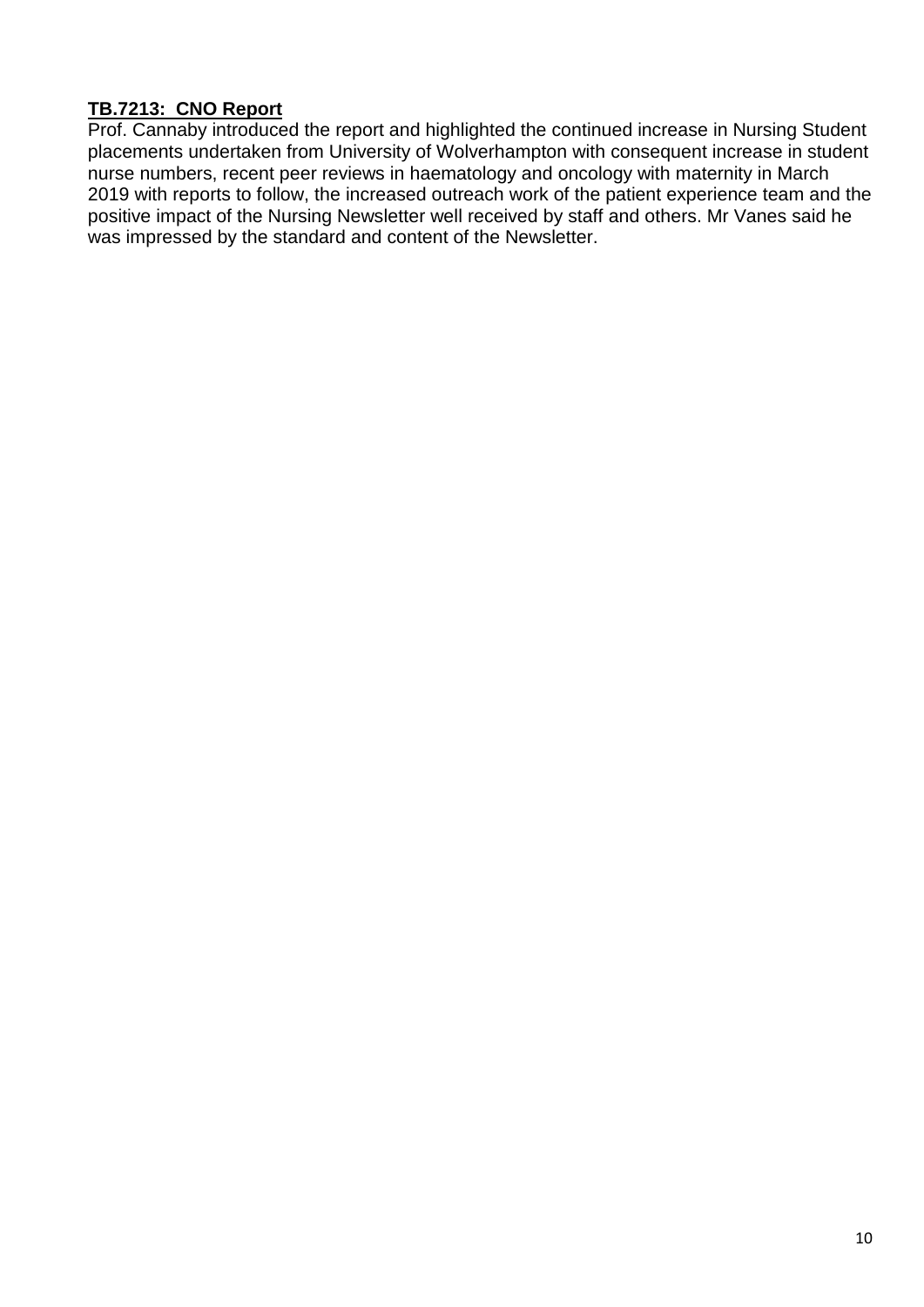**TB.7213: CNO Report**

Prof. Cannaby introduced the report and highlighted the continued increase in Nursing Student placements undertaken from University of Wolverhampton with consequent increase in student nurse numbers, recent peer reviews in haematology and oncology with maternity in March 2019 with reports to follow, the increased outreach work of the patient experience team and the positive impact of the Nursing Newsletter well received by staff and others. Mr Vanes said he was impressed by the standard and content of the Newsletter.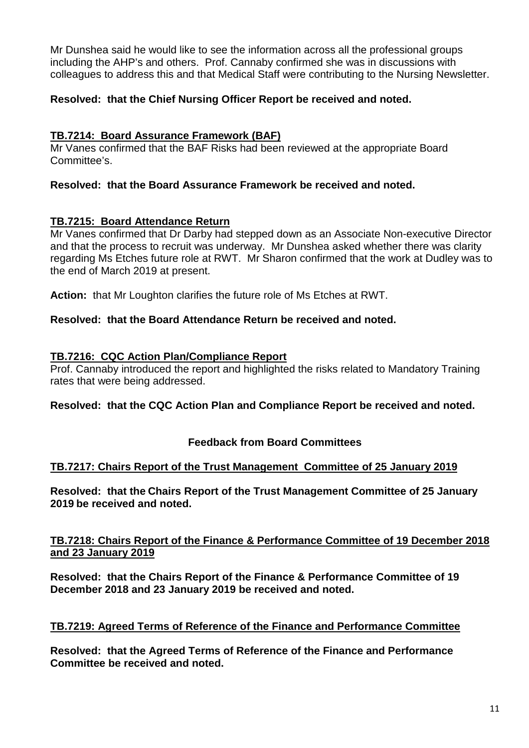Mr Dunshea said he would like to see the information across all the professional groups including the AHP's and others. Prof. Cannaby confirmed she was in discussions with colleagues to address this and that Medical Staff were contributing to the Nursing Newsletter.

**Resolved: that the Chief Nursing Officer Report be received and noted.**

**TB.7214: Board Assurance Framework (BAF)**

Mr Vanes confirmed that the BAF Risks had been reviewed at the appropriate Board Committee's.

**Resolved: that the Board Assurance Framework be received and noted.**

**TB.7215: Board Attendance Return**

Mr Vanes confirmed that Dr Darby had stepped down as an Associate Non-executive Director and that the process to recruit was underway. Mr Dunshea asked whether there was clarity regarding Ms Etches future role at RWT. Mr Sharon confirmed that the work at Dudley was to the end of March 2019 at present.

**Action:** that Mr Loughton clarifies the future role of Ms Etches at RWT.

**Resolved: that the Board Attendance Return be received and noted.**

**TB.7216: CQC Action Plan/Compliance Report**

Prof. Cannaby introduced the report and highlighted the risks related to Mandatory Training rates that were being addressed.

**Resolved: that the CQC Action Plan and Compliance Report be received and noted.**

## Feedback from Board Committees

**TB.7217: Chairs Report of the Trust Management Committee of 25 January 2019**

**Resolved: that the Chairs Report of the Trust Management Committee of 25 January 2019 be received and noted.**

**TB.7218: Chairs Report of the Finance & Performance Committee of 19 December 2018 and 23 January 2019**

**Resolved: that the Chairs Report of the Finance & Performance Committee of 19 December 2018 and 23 January 2019 be received and noted.**

**TB.7219: Agreed Terms of Reference of the Finance and Performance Committee**

**Resolved: that the Agreed Terms of Reference of the Finance and Performance Committee be received and noted.**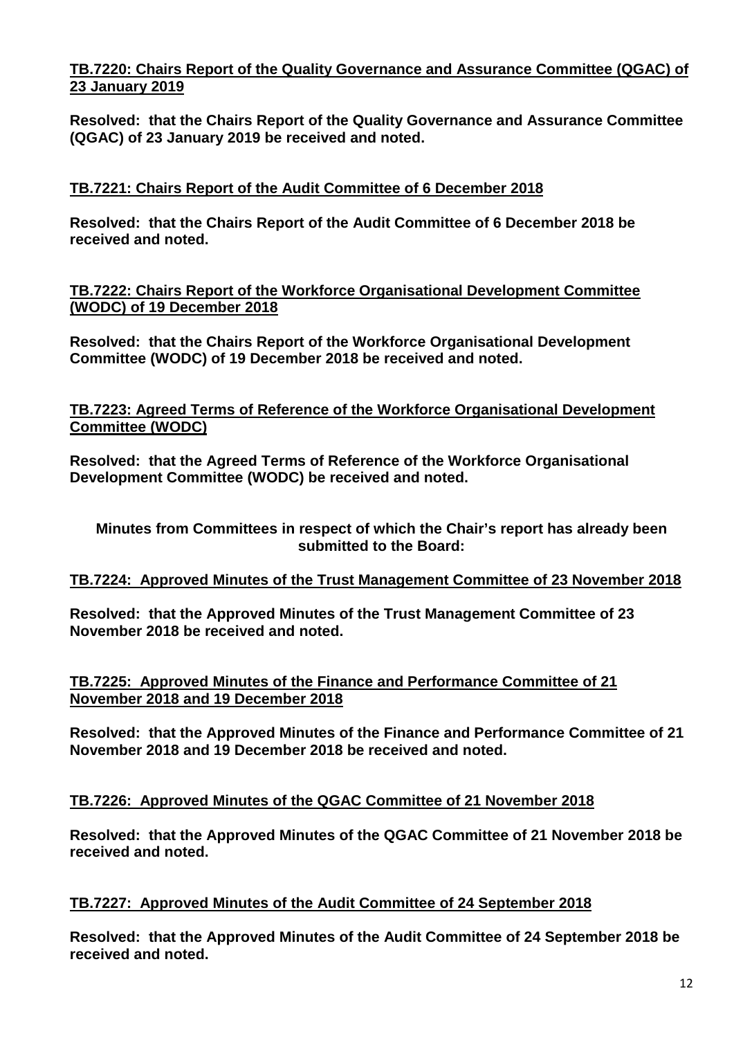**TB.7220: Chairs Report of the Quality Governance and Assurance Committee (QGAC) of 23 January 2019**

**Resolved: that the Chairs Report of the Quality Governance and Assurance Committee (QGAC) of 23 January 2019 be received and noted.**

**TB.7221: Chairs Report of the Audit Committee of 6 December 2018**

**Resolved: that the Chairs Report of the Audit Committee of 6 December 2018 be received and noted.**

**TB.7222: Chairs Report of the Workforce Organisational Development Committee (WODC) of 19 December 2018**

**Resolved: that the Chairs Report of the Workforce Organisational Development Committee (WODC) of 19 December 2018 be received and noted.**

**TB.7223: Agreed Terms of Reference of the Workforce Organisational Development Committee (WODC)**

**Resolved: that the Agreed Terms of Reference of the Workforce Organisational Development Committee (WODC) be received and noted.**

**Minutes from Committees in respect of which the Chair's report has already been submitted to the Board:**

**TB.7224: Approved Minutes of the Trust Management Committee of 23 November 2018**

**Resolved: that the Approved Minutes of the Trust Management Committee of 23 November 2018 be received and noted.**

**TB.7225: Approved Minutes of the Finance and Performance Committee of 21 November 2018 and 19 December 2018**

**Resolved: that the Approved Minutes of the Finance and Performance Committee of 21 November 2018 and 19 December 2018 be received and noted.**

**TB.7226: Approved Minutes of the QGAC Committee of 21 November 2018**

**Resolved: that the Approved Minutes of the QGAC Committee of 21 November 2018 be received and noted.**

**TB.7227: Approved Minutes of the Audit Committee of 24 September 2018**

**Resolved: that the Approved Minutes of the Audit Committee of 24 September 2018 be received and noted.**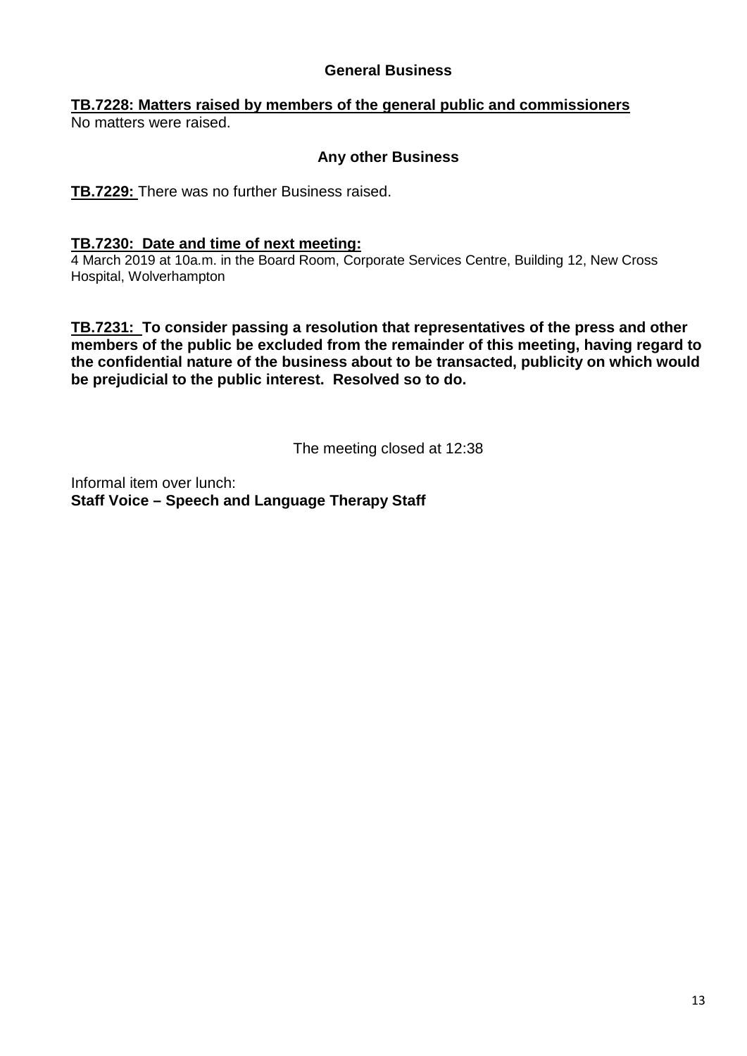## General Business

**TB.7228: Matters raised by members of the general public and commissioners**

No matters were raised.

## Any other Business

**TB.7229:** There was no further Business raised.

**TB.7230: Date and time of next meeting:**

4 March 2019 at 10a.m. in the Board Room, Corporate Services Centre, Building 12, New Cross Hospital, Wolverhampton

**TB.7231: To consider passing a resolution that representatives of the press and other members of the public be excluded from the remainder of this meeting, having regard to the confidential nature of the business about to be transacted, publicity on which would be prejudicial to the public interest. Resolved so to do.**

The meeting closed at 12:38

Informal item over lunch:
**Staff Voice – Speech and Language Therapy Staff**